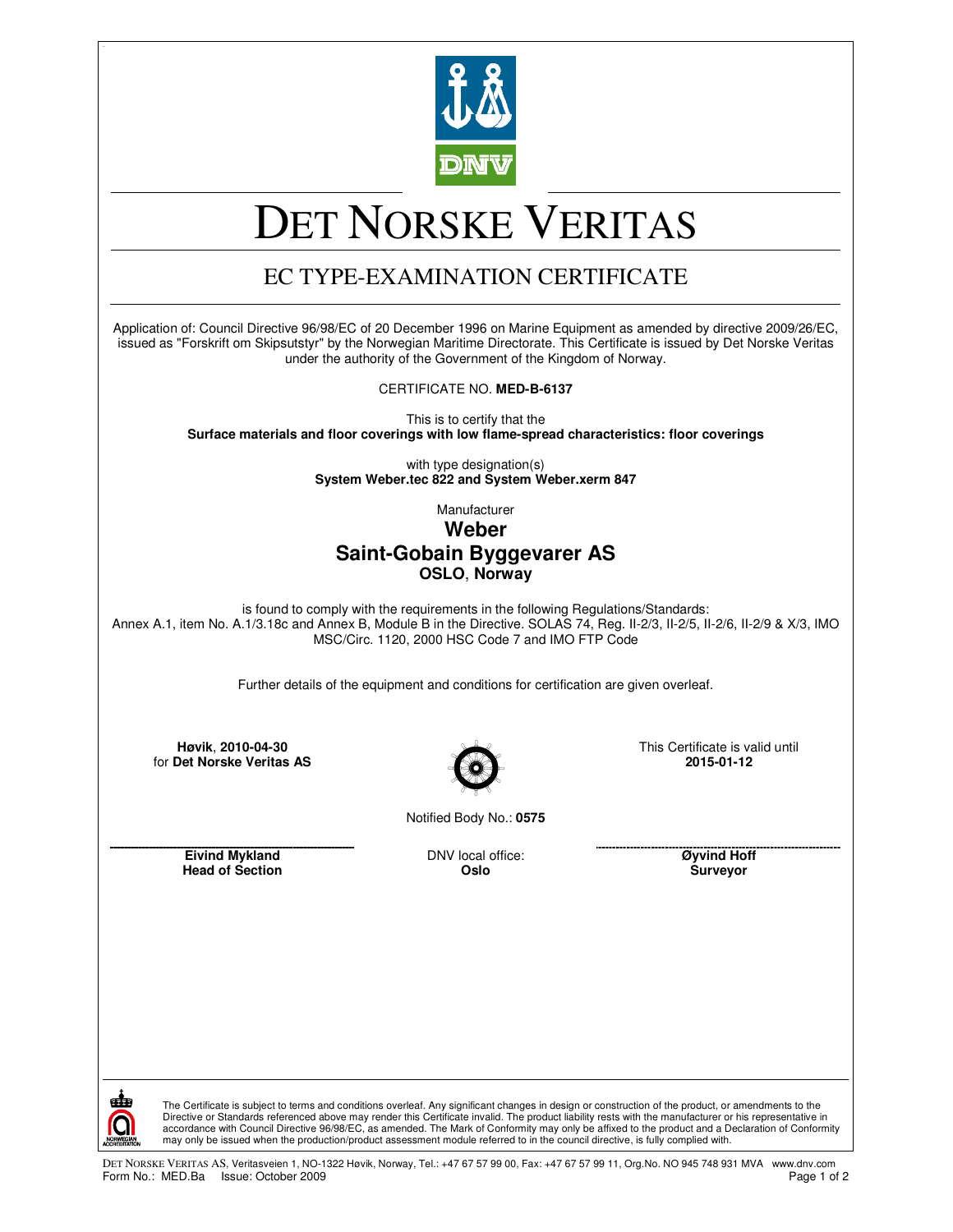# DET NORSKE VERITAS

## EC TYPE-EXAMINATION CERTIFICATE

Application of: Council Directive 96/98/EC of 20 December 1996 on Marine Equipment as amended by directive 2009/26/EC, issued as "Forskrift om Skipsutstyr" by the Norwegian Maritime Directorate. This Certificate is issued by Det Norske Veritas under the authority of the Government of the Kingdom of Norway.

CERTIFICATE NO. **MED-B-6137**

This is to certify that the
**Surface materials and floor coverings with low flame-spread characteristics: floor coverings**

with type designation(s)
**System Weber.tec 822 and System Weber.xerm 847**

Manufacturer
**Weber**
**Saint-Gobain Byggevarer AS**
**OSLO**, **Norway**

is found to comply with the requirements in the following Regulations/Standards:
Annex A.1, item No. A.1/3.18c and Annex B, Module B in the Directive. SOLAS 74, Reg. II-2/3, II-2/5, II-2/6, II-2/9 & X/3, IMO MSC/Circ. 1120, 2000 HSC Code 7 and IMO FTP Code

Further details of the equipment and conditions for certification are given overleaf.

**Høvik**, **2010-04-30**
for **Det Norske Veritas AS**

This Certificate is valid until
**2015-01-12**

Notified Body No.: **0575**

**Eivind Mykland**
**Head of Section**

DNV local office:
**Oslo**

**Øyvind Hoff**
**Surveyor**

The Certificate is subject to terms and conditions overleaf. Any significant changes in design or construction of the product, or amendments to the Directive or Standards referenced above may render this Certificate invalid. The product liability rests with the manufacturer or his representative in accordance with Council Directive 96/98/EC, as amended. The Mark of Conformity may only be affixed to the product and a Declaration of Conformity may only be issued when the production/product assessment module referred to in the council directive, is fully complied with.

DET NORSKE VERITAS AS, Veritasveien 1, NO-1322 Høvik, Norway, Tel.: +47 67 57 99 00, Fax: +47 67 57 99 11, Org.No. NO 945 748 931 MVA www.dnv.com
Form No.: MED.Ba Issue: October 2009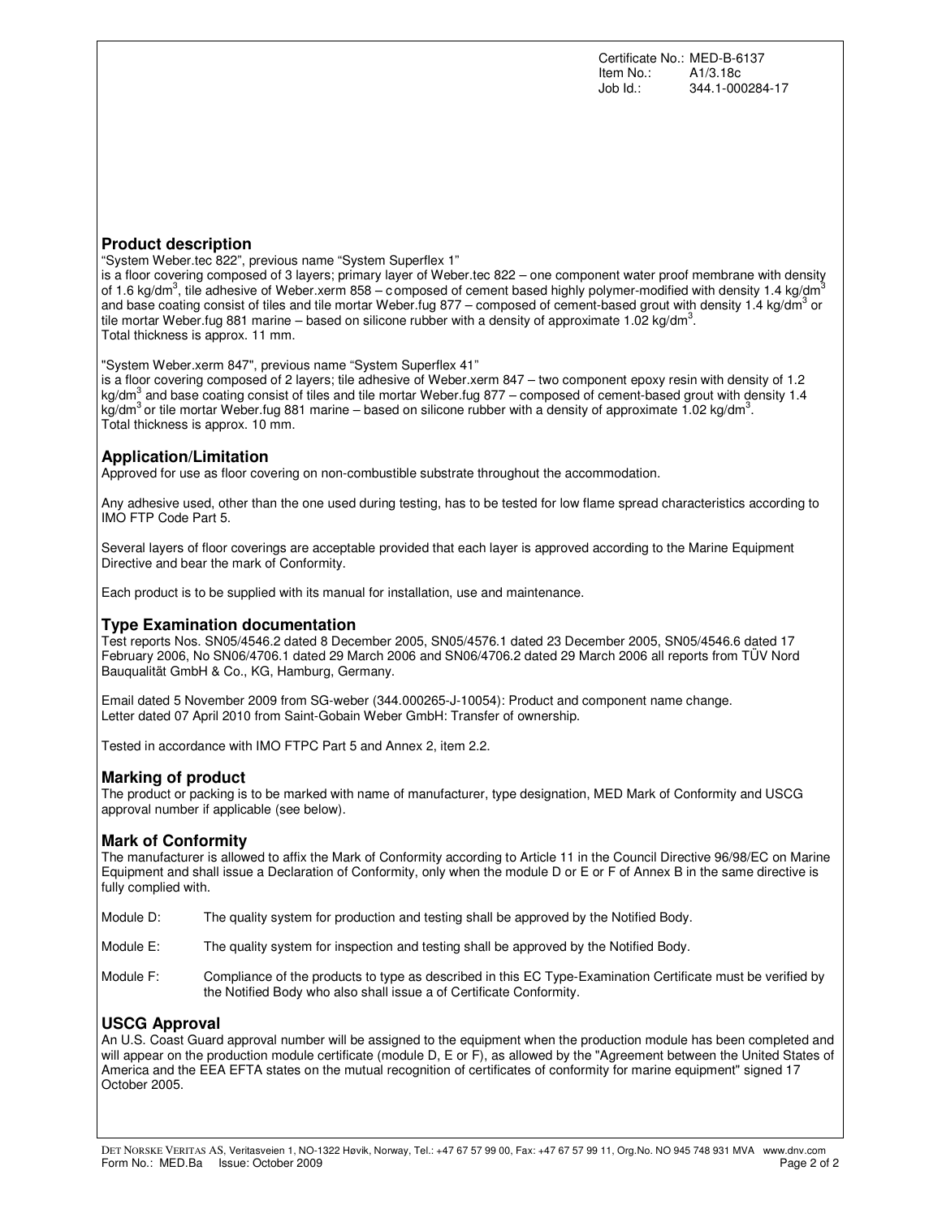Certificate No.: MED-B-6137
Item No.: A1/3.18c
Job Id.: 344.1-000284-17

## Product description

"System Weber.tec 822", previous name "System Superflex 1"
is a floor covering composed of 3 layers; primary layer of Weber.tec 822 – one component water proof membrane with density of 1.6 kg/dm$^3$, tile adhesive of Weber.xerm 858 – composed of cement based highly polymer-modified with density 1.4 kg/dm$^3$ and base coating consist of tiles and tile mortar Weber.fug 877 – composed of cement-based grout with density 1.4 kg/dm$^3$ or tile mortar Weber.fug 881 marine – based on silicone rubber with a density of approximate 1.02 kg/dm$^3$.
Total thickness is approx. 11 mm.

"System Weber.xerm 847", previous name "System Superflex 41"
is a floor covering composed of 2 layers; tile adhesive of Weber.xerm 847 – two component epoxy resin with density of 1.2 kg/dm$^3$ and base coating consist of tiles and tile mortar Weber.fug 877 – composed of cement-based grout with density 1.4 kg/dm$^3$ or tile mortar Weber.fug 881 marine – based on silicone rubber with a density of approximate 1.02 kg/dm$^3$.
Total thickness is approx. 10 mm.

## Application/Limitation

Approved for use as floor covering on non-combustible substrate throughout the accommodation.

Any adhesive used, other than the one used during testing, has to be tested for low flame spread characteristics according to IMO FTP Code Part 5.

Several layers of floor coverings are acceptable provided that each layer is approved according to the Marine Equipment Directive and bear the mark of Conformity.

Each product is to be supplied with its manual for installation, use and maintenance.

## Type Examination documentation

Test reports Nos. SN05/4546.2 dated 8 December 2005, SN05/4576.1 dated 23 December 2005, SN05/4546.6 dated 17 February 2006, No SN06/4706.1 dated 29 March 2006 and SN06/4706.2 dated 29 March 2006 all reports from TÜV Nord Bauqualität GmbH & Co., KG, Hamburg, Germany.

Email dated 5 November 2009 from SG-weber (344.000265-J-10054): Product and component name change.
Letter dated 07 April 2010 from Saint-Gobain Weber GmbH: Transfer of ownership.

Tested in accordance with IMO FTPC Part 5 and Annex 2, item 2.2.

## Marking of product

The product or packing is to be marked with name of manufacturer, type designation, MED Mark of Conformity and USCG approval number if applicable (see below).

## Mark of Conformity

The manufacturer is allowed to affix the Mark of Conformity according to Article 11 in the Council Directive 96/98/EC on Marine Equipment and shall issue a Declaration of Conformity, only when the module D or E or F of Annex B in the same directive is fully complied with.

Module D: The quality system for production and testing shall be approved by the Notified Body.

Module E: The quality system for inspection and testing shall be approved by the Notified Body.

Module F: Compliance of the products to type as described in this EC Type-Examination Certificate must be verified by the Notified Body who also shall issue a of Certificate Conformity.

## USCG Approval

An U.S. Coast Guard approval number will be assigned to the equipment when the production module has been completed and will appear on the production module certificate (module D, E or F), as allowed by the "Agreement between the United States of America and the EEA EFTA states on the mutual recognition of certificates of conformity for marine equipment" signed 17 October 2005.